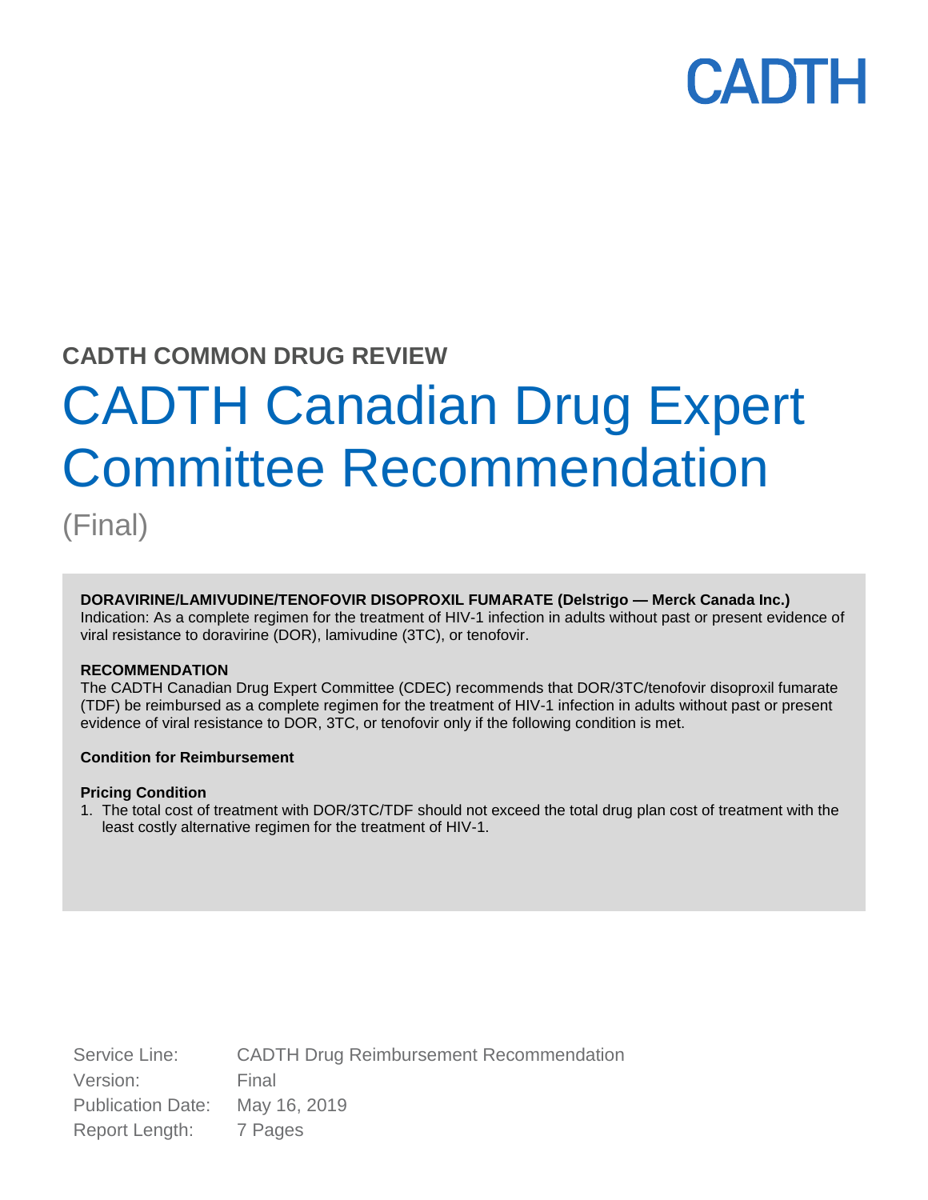CADTH

**CADTH COMMON DRUG REVIEW**

# CADTH Canadian Drug Expert Committee Recommendation

(Final)

**DORAVIRINE/LAMIVUDINE/TENOFOVIR DISOPROXIL FUMARATE (Delstrigo — Merck Canada Inc.)**
Indication: As a complete regimen for the treatment of HIV-1 infection in adults without past or present evidence of viral resistance to doravirine (DOR), lamivudine (3TC), or tenofovir.

**RECOMMENDATION**
The CADTH Canadian Drug Expert Committee (CDEC) recommends that DOR/3TC/tenofovir disoproxil fumarate (TDF) be reimbursed as a complete regimen for the treatment of HIV-1 infection in adults without past or present evidence of viral resistance to DOR, 3TC, or tenofovir only if the following condition is met.

**Condition for Reimbursement**

**Pricing Condition**

1. The total cost of treatment with DOR/3TC/TDF should not exceed the total drug plan cost of treatment with the least costly alternative regimen for the treatment of HIV-1.

Service Line: CADTH Drug Reimbursement Recommendation
Version: Final
Publication Date: May 16, 2019
Report Length: 7 Pages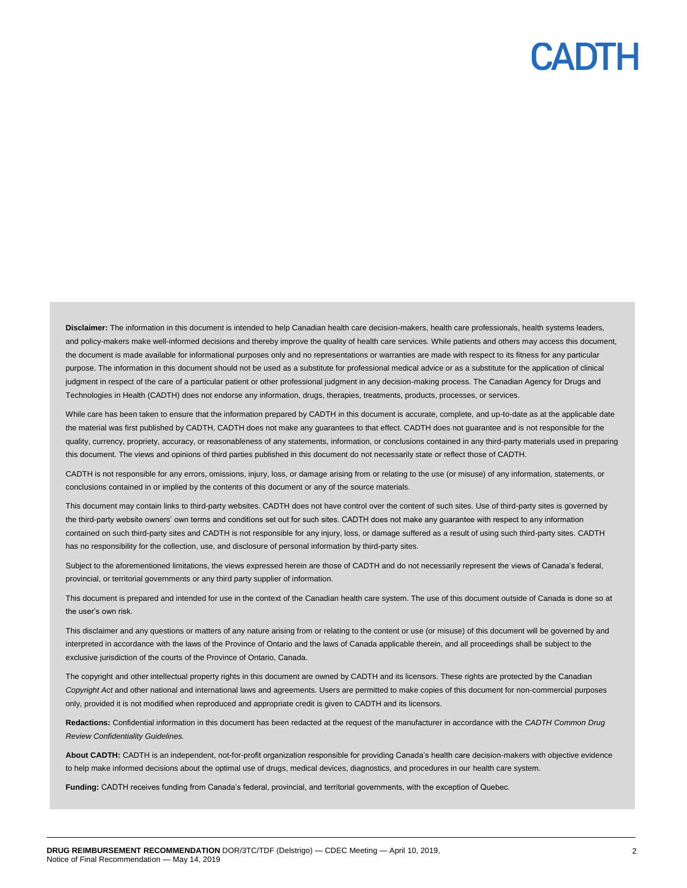**Disclaimer:** The information in this document is intended to help Canadian health care decision-makers, health care professionals, health systems leaders, and policy-makers make well-informed decisions and thereby improve the quality of health care services. While patients and others may access this document, the document is made available for informational purposes only and no representations or warranties are made with respect to its fitness for any particular purpose. The information in this document should not be used as a substitute for professional medical advice or as a substitute for the application of clinical judgment in respect of the care of a particular patient or other professional judgment in any decision-making process. The Canadian Agency for Drugs and Technologies in Health (CADTH) does not endorse any information, drugs, therapies, treatments, products, processes, or services.

While care has been taken to ensure that the information prepared by CADTH in this document is accurate, complete, and up-to-date as at the applicable date the material was first published by CADTH, CADTH does not make any guarantees to that effect. CADTH does not guarantee and is not responsible for the quality, currency, propriety, accuracy, or reasonableness of any statements, information, or conclusions contained in any third-party materials used in preparing this document. The views and opinions of third parties published in this document do not necessarily state or reflect those of CADTH.

CADTH is not responsible for any errors, omissions, injury, loss, or damage arising from or relating to the use (or misuse) of any information, statements, or conclusions contained in or implied by the contents of this document or any of the source materials.

This document may contain links to third-party websites. CADTH does not have control over the content of such sites. Use of third-party sites is governed by the third-party website owners' own terms and conditions set out for such sites. CADTH does not make any guarantee with respect to any information contained on such third-party sites and CADTH is not responsible for any injury, loss, or damage suffered as a result of using such third-party sites. CADTH has no responsibility for the collection, use, and disclosure of personal information by third-party sites.

Subject to the aforementioned limitations, the views expressed herein are those of CADTH and do not necessarily represent the views of Canada's federal, provincial, or territorial governments or any third party supplier of information.

This document is prepared and intended for use in the context of the Canadian health care system. The use of this document outside of Canada is done so at the user's own risk.

This disclaimer and any questions or matters of any nature arising from or relating to the content or use (or misuse) of this document will be governed by and interpreted in accordance with the laws of the Province of Ontario and the laws of Canada applicable therein, and all proceedings shall be subject to the exclusive jurisdiction of the courts of the Province of Ontario, Canada.

The copyright and other intellectual property rights in this document are owned by CADTH and its licensors. These rights are protected by the Canadian *Copyright Act* and other national and international laws and agreements. Users are permitted to make copies of this document for non-commercial purposes only, provided it is not modified when reproduced and appropriate credit is given to CADTH and its licensors.

**Redactions:** Confidential information in this document has been redacted at the request of the manufacturer in accordance with the *CADTH Common Drug Review Confidentiality Guidelines.*

**About CADTH:** CADTH is an independent, not-for-profit organization responsible for providing Canada's health care decision-makers with objective evidence to help make informed decisions about the optimal use of drugs, medical devices, diagnostics, and procedures in our health care system.

**Funding:** CADTH receives funding from Canada's federal, provincial, and territorial governments, with the exception of Quebec.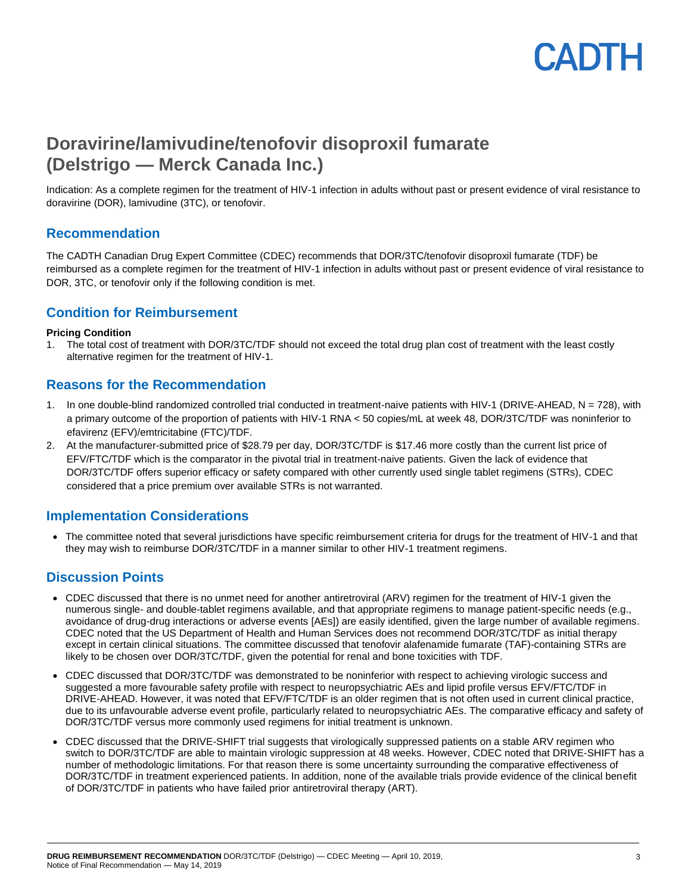# Doravirine/lamivudine/tenofovir disoproxil fumarate (Delstrigo — Merck Canada Inc.)

Indication: As a complete regimen for the treatment of HIV-1 infection in adults without past or present evidence of viral resistance to doravirine (DOR), lamivudine (3TC), or tenofovir.

## Recommendation

The CADTH Canadian Drug Expert Committee (CDEC) recommends that DOR/3TC/tenofovir disoproxil fumarate (TDF) be reimbursed as a complete regimen for the treatment of HIV-1 infection in adults without past or present evidence of viral resistance to DOR, 3TC, or tenofovir only if the following condition is met.

## Condition for Reimbursement

**Pricing Condition**

1. The total cost of treatment with DOR/3TC/TDF should not exceed the total drug plan cost of treatment with the least costly alternative regimen for the treatment of HIV-1.

## Reasons for the Recommendation

1. In one double-blind randomized controlled trial conducted in treatment-naive patients with HIV-1 (DRIVE-AHEAD, N = 728), with a primary outcome of the proportion of patients with HIV-1 RNA < 50 copies/mL at week 48, DOR/3TC/TDF was noninferior to efavirenz (EFV)/emtricitabine (FTC)/TDF.
2. At the manufacturer-submitted price of $28.79 per day, DOR/3TC/TDF is $17.46 more costly than the current list price of EFV/FTC/TDF which is the comparator in the pivotal trial in treatment-naive patients. Given the lack of evidence that DOR/3TC/TDF offers superior efficacy or safety compared with other currently used single tablet regimens (STRs), CDEC considered that a price premium over available STRs is not warranted.

## Implementation Considerations

- The committee noted that several jurisdictions have specific reimbursement criteria for drugs for the treatment of HIV-1 and that they may wish to reimburse DOR/3TC/TDF in a manner similar to other HIV-1 treatment regimens.

## Discussion Points

- CDEC discussed that there is no unmet need for another antiretroviral (ARV) regimen for the treatment of HIV-1 given the numerous single- and double-tablet regimens available, and that appropriate regimens to manage patient-specific needs (e.g., avoidance of drug-drug interactions or adverse events [AEs]) are easily identified, given the large number of available regimens. CDEC noted that the US Department of Health and Human Services does not recommend DOR/3TC/TDF as initial therapy except in certain clinical situations. The committee discussed that tenofovir alafenamide fumarate (TAF)-containing STRs are likely to be chosen over DOR/3TC/TDF, given the potential for renal and bone toxicities with TDF.
- CDEC discussed that DOR/3TC/TDF was demonstrated to be noninferior with respect to achieving virologic success and suggested a more favourable safety profile with respect to neuropsychiatric AEs and lipid profile versus EFV/FTC/TDF in DRIVE-AHEAD. However, it was noted that EFV/FTC/TDF is an older regimen that is not often used in current clinical practice, due to its unfavourable adverse event profile, particularly related to neuropsychiatric AEs. The comparative efficacy and safety of DOR/3TC/TDF versus more commonly used regimens for initial treatment is unknown.
- CDEC discussed that the DRIVE-SHIFT trial suggests that virologically suppressed patients on a stable ARV regimen who switch to DOR/3TC/TDF are able to maintain virologic suppression at 48 weeks. However, CDEC noted that DRIVE-SHIFT has a number of methodologic limitations. For that reason there is some uncertainty surrounding the comparative effectiveness of DOR/3TC/TDF in treatment experienced patients. In addition, none of the available trials provide evidence of the clinical benefit of DOR/3TC/TDF in patients who have failed prior antiretroviral therapy (ART).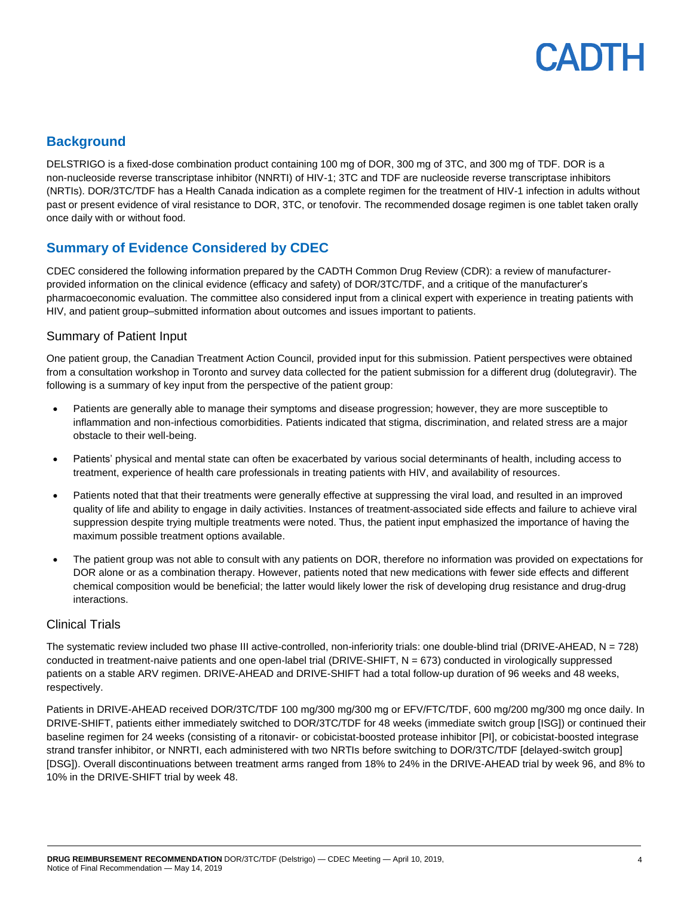## Background

DELSTRIGO is a fixed-dose combination product containing 100 mg of DOR, 300 mg of 3TC, and 300 mg of TDF. DOR is a non-nucleoside reverse transcriptase inhibitor (NNRTI) of HIV-1; 3TC and TDF are nucleoside reverse transcriptase inhibitors (NRTIs). DOR/3TC/TDF has a Health Canada indication as a complete regimen for the treatment of HIV-1 infection in adults without past or present evidence of viral resistance to DOR, 3TC, or tenofovir. The recommended dosage regimen is one tablet taken orally once daily with or without food.

## Summary of Evidence Considered by CDEC

CDEC considered the following information prepared by the CADTH Common Drug Review (CDR): a review of manufacturer-provided information on the clinical evidence (efficacy and safety) of DOR/3TC/TDF, and a critique of the manufacturer's pharmacoeconomic evaluation. The committee also considered input from a clinical expert with experience in treating patients with HIV, and patient group–submitted information about outcomes and issues important to patients.

### Summary of Patient Input

One patient group, the Canadian Treatment Action Council, provided input for this submission. Patient perspectives were obtained from a consultation workshop in Toronto and survey data collected for the patient submission for a different drug (dolutegravir). The following is a summary of key input from the perspective of the patient group:

- Patients are generally able to manage their symptoms and disease progression; however, they are more susceptible to inflammation and non-infectious comorbidities. Patients indicated that stigma, discrimination, and related stress are a major obstacle to their well-being.
- Patients' physical and mental state can often be exacerbated by various social determinants of health, including access to treatment, experience of health care professionals in treating patients with HIV, and availability of resources.
- Patients noted that that their treatments were generally effective at suppressing the viral load, and resulted in an improved quality of life and ability to engage in daily activities. Instances of treatment-associated side effects and failure to achieve viral suppression despite trying multiple treatments were noted. Thus, the patient input emphasized the importance of having the maximum possible treatment options available.
- The patient group was not able to consult with any patients on DOR, therefore no information was provided on expectations for DOR alone or as a combination therapy. However, patients noted that new medications with fewer side effects and different chemical composition would be beneficial; the latter would likely lower the risk of developing drug resistance and drug-drug interactions.

### Clinical Trials

The systematic review included two phase III active-controlled, non-inferiority trials: one double-blind trial (DRIVE-AHEAD, N = 728) conducted in treatment-naive patients and one open-label trial (DRIVE-SHIFT, N = 673) conducted in virologically suppressed patients on a stable ARV regimen. DRIVE-AHEAD and DRIVE-SHIFT had a total follow-up duration of 96 weeks and 48 weeks, respectively.

Patients in DRIVE-AHEAD received DOR/3TC/TDF 100 mg/300 mg/300 mg or EFV/FTC/TDF, 600 mg/200 mg/300 mg once daily. In DRIVE-SHIFT, patients either immediately switched to DOR/3TC/TDF for 48 weeks (immediate switch group [ISG]) or continued their baseline regimen for 24 weeks (consisting of a ritonavir- or cobicistat-boosted protease inhibitor [PI], or cobicistat-boosted integrase strand transfer inhibitor, or NNRTI, each administered with two NRTIs before switching to DOR/3TC/TDF [delayed-switch group] [DSG]). Overall discontinuations between treatment arms ranged from 18% to 24% in the DRIVE-AHEAD trial by week 96, and 8% to 10% in the DRIVE-SHIFT trial by week 48.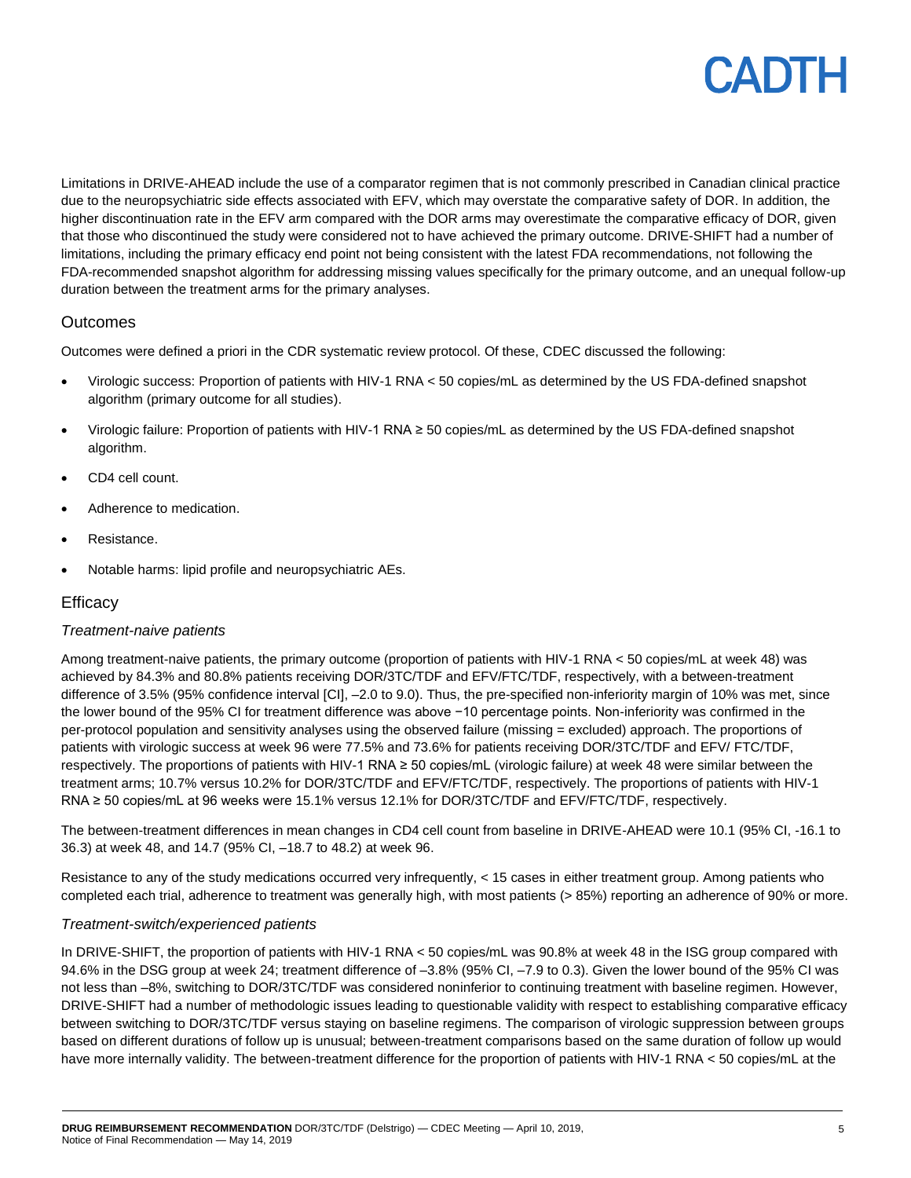Limitations in DRIVE-AHEAD include the use of a comparator regimen that is not commonly prescribed in Canadian clinical practice due to the neuropsychiatric side effects associated with EFV, which may overstate the comparative safety of DOR. In addition, the higher discontinuation rate in the EFV arm compared with the DOR arms may overestimate the comparative efficacy of DOR, given that those who discontinued the study were considered not to have achieved the primary outcome. DRIVE-SHIFT had a number of limitations, including the primary efficacy end point not being consistent with the latest FDA recommendations, not following the FDA-recommended snapshot algorithm for addressing missing values specifically for the primary outcome, and an unequal follow-up duration between the treatment arms for the primary analyses.

## Outcomes

Outcomes were defined a priori in the CDR systematic review protocol. Of these, CDEC discussed the following:

- Virologic success: Proportion of patients with HIV-1 RNA < 50 copies/mL as determined by the US FDA-defined snapshot algorithm (primary outcome for all studies).
- Virologic failure: Proportion of patients with HIV-1 RNA ≥ 50 copies/mL as determined by the US FDA-defined snapshot algorithm.
- CD4 cell count.
- Adherence to medication.
- Resistance.
- Notable harms: lipid profile and neuropsychiatric AEs.

## Efficacy

### *Treatment-naive patients*

Among treatment-naive patients, the primary outcome (proportion of patients with HIV-1 RNA < 50 copies/mL at week 48) was achieved by 84.3% and 80.8% patients receiving DOR/3TC/TDF and EFV/FTC/TDF, respectively, with a between-treatment difference of 3.5% (95% confidence interval [CI], –2.0 to 9.0). Thus, the pre-specified non-inferiority margin of 10% was met, since the lower bound of the 95% CI for treatment difference was above −10 percentage points. Non-inferiority was confirmed in the per-protocol population and sensitivity analyses using the observed failure (missing = excluded) approach. The proportions of patients with virologic success at week 96 were 77.5% and 73.6% for patients receiving DOR/3TC/TDF and EFV/ FTC/TDF, respectively. The proportions of patients with HIV-1 RNA ≥ 50 copies/mL (virologic failure) at week 48 were similar between the treatment arms; 10.7% versus 10.2% for DOR/3TC/TDF and EFV/FTC/TDF, respectively. The proportions of patients with HIV-1 RNA ≥ 50 copies/mL at 96 weeks were 15.1% versus 12.1% for DOR/3TC/TDF and EFV/FTC/TDF, respectively.

The between-treatment differences in mean changes in CD4 cell count from baseline in DRIVE-AHEAD were 10.1 (95% CI, -16.1 to 36.3) at week 48, and 14.7 (95% CI, –18.7 to 48.2) at week 96.

Resistance to any of the study medications occurred very infrequently, < 15 cases in either treatment group. Among patients who completed each trial, adherence to treatment was generally high, with most patients (> 85%) reporting an adherence of 90% or more.

### *Treatment-switch/experienced patients*

In DRIVE-SHIFT, the proportion of patients with HIV-1 RNA < 50 copies/mL was 90.8% at week 48 in the ISG group compared with 94.6% in the DSG group at week 24; treatment difference of –3.8% (95% CI, –7.9 to 0.3). Given the lower bound of the 95% CI was not less than –8%, switching to DOR/3TC/TDF was considered noninferior to continuing treatment with baseline regimen. However, DRIVE-SHIFT had a number of methodologic issues leading to questionable validity with respect to establishing comparative efficacy between switching to DOR/3TC/TDF versus staying on baseline regimens. The comparison of virologic suppression between groups based on different durations of follow up is unusual; between-treatment comparisons based on the same duration of follow up would have more internally validity. The between-treatment difference for the proportion of patients with HIV-1 RNA < 50 copies/mL at the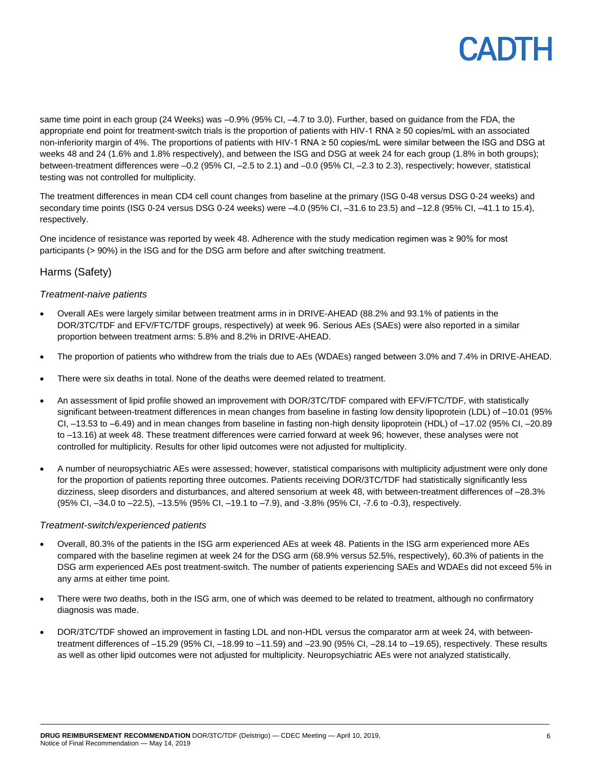same time point in each group (24 Weeks) was –0.9% (95% CI, –4.7 to 3.0). Further, based on guidance from the FDA, the appropriate end point for treatment-switch trials is the proportion of patients with HIV-1 RNA ≥ 50 copies/mL with an associated non-inferiority margin of 4%. The proportions of patients with HIV-1 RNA ≥ 50 copies/mL were similar between the ISG and DSG at weeks 48 and 24 (1.6% and 1.8% respectively), and between the ISG and DSG at week 24 for each group (1.8% in both groups); between-treatment differences were –0.2 (95% CI, –2.5 to 2.1) and –0.0 (95% CI, –2.3 to 2.3), respectively; however, statistical testing was not controlled for multiplicity.

The treatment differences in mean CD4 cell count changes from baseline at the primary (ISG 0-48 versus DSG 0-24 weeks) and secondary time points (ISG 0-24 versus DSG 0-24 weeks) were –4.0 (95% CI, –31.6 to 23.5) and –12.8 (95% CI, –41.1 to 15.4), respectively.

One incidence of resistance was reported by week 48. Adherence with the study medication regimen was ≥ 90% for most participants (> 90%) in the ISG and for the DSG arm before and after switching treatment.

## Harms (Safety)

### *Treatment-naive patients*

- Overall AEs were largely similar between treatment arms in in DRIVE-AHEAD (88.2% and 93.1% of patients in the DOR/3TC/TDF and EFV/FTC/TDF groups, respectively) at week 96. Serious AEs (SAEs) were also reported in a similar proportion between treatment arms: 5.8% and 8.2% in DRIVE-AHEAD.
- The proportion of patients who withdrew from the trials due to AEs (WDAEs) ranged between 3.0% and 7.4% in DRIVE-AHEAD.
- There were six deaths in total. None of the deaths were deemed related to treatment.
- An assessment of lipid profile showed an improvement with DOR/3TC/TDF compared with EFV/FTC/TDF, with statistically significant between-treatment differences in mean changes from baseline in fasting low density lipoprotein (LDL) of –10.01 (95% CI, –13.53 to –6.49) and in mean changes from baseline in fasting non-high density lipoprotein (HDL) of –17.02 (95% CI, –20.89 to –13.16) at week 48. These treatment differences were carried forward at week 96; however, these analyses were not controlled for multiplicity. Results for other lipid outcomes were not adjusted for multiplicity.
- A number of neuropsychiatric AEs were assessed; however, statistical comparisons with multiplicity adjustment were only done for the proportion of patients reporting three outcomes. Patients receiving DOR/3TC/TDF had statistically significantly less dizziness, sleep disorders and disturbances, and altered sensorium at week 48, with between-treatment differences of –28.3% (95% CI, –34.0 to –22.5), –13.5% (95% CI, –19.1 to –7.9), and -3.8% (95% CI, -7.6 to -0.3), respectively.

### *Treatment-switch/experienced patients*

- Overall, 80.3% of the patients in the ISG arm experienced AEs at week 48. Patients in the ISG arm experienced more AEs compared with the baseline regimen at week 24 for the DSG arm (68.9% versus 52.5%, respectively), 60.3% of patients in the DSG arm experienced AEs post treatment-switch. The number of patients experiencing SAEs and WDAEs did not exceed 5% in any arms at either time point.
- There were two deaths, both in the ISG arm, one of which was deemed to be related to treatment, although no confirmatory diagnosis was made.
- DOR/3TC/TDF showed an improvement in fasting LDL and non-HDL versus the comparator arm at week 24, with between-treatment differences of –15.29 (95% CI, –18.99 to –11.59) and –23.90 (95% CI, –28.14 to –19.65), respectively. These results as well as other lipid outcomes were not adjusted for multiplicity. Neuropsychiatric AEs were not analyzed statistically.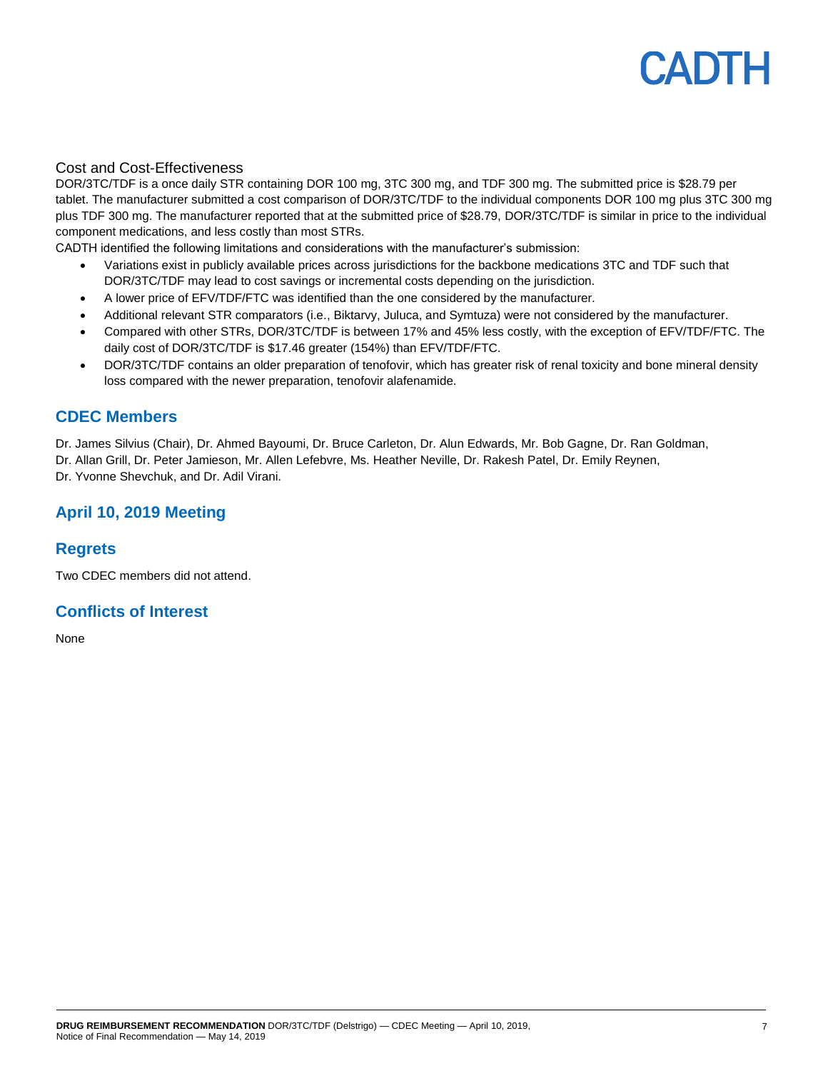### Cost and Cost-Effectiveness

DOR/3TC/TDF is a once daily STR containing DOR 100 mg, 3TC 300 mg, and TDF 300 mg. The submitted price is $28.79 per tablet. The manufacturer submitted a cost comparison of DOR/3TC/TDF to the individual components DOR 100 mg plus 3TC 300 mg plus TDF 300 mg. The manufacturer reported that at the submitted price of $28.79, DOR/3TC/TDF is similar in price to the individual component medications, and less costly than most STRs.

CADTH identified the following limitations and considerations with the manufacturer's submission:

- Variations exist in publicly available prices across jurisdictions for the backbone medications 3TC and TDF such that DOR/3TC/TDF may lead to cost savings or incremental costs depending on the jurisdiction.
- A lower price of EFV/TDF/FTC was identified than the one considered by the manufacturer.
- Additional relevant STR comparators (i.e., Biktarvy, Juluca, and Symtuza) were not considered by the manufacturer.
- Compared with other STRs, DOR/3TC/TDF is between 17% and 45% less costly, with the exception of EFV/TDF/FTC. The daily cost of DOR/3TC/TDF is $17.46 greater (154%) than EFV/TDF/FTC.
- DOR/3TC/TDF contains an older preparation of tenofovir, which has greater risk of renal toxicity and bone mineral density loss compared with the newer preparation, tenofovir alafenamide.

## CDEC Members

Dr. James Silvius (Chair), Dr. Ahmed Bayoumi, Dr. Bruce Carleton, Dr. Alun Edwards, Mr. Bob Gagne, Dr. Ran Goldman, Dr. Allan Grill, Dr. Peter Jamieson, Mr. Allen Lefebvre, Ms. Heather Neville, Dr. Rakesh Patel, Dr. Emily Reynen, Dr. Yvonne Shevchuk, and Dr. Adil Virani.

## April 10, 2019 Meeting

## Regrets

Two CDEC members did not attend.

## Conflicts of Interest

None